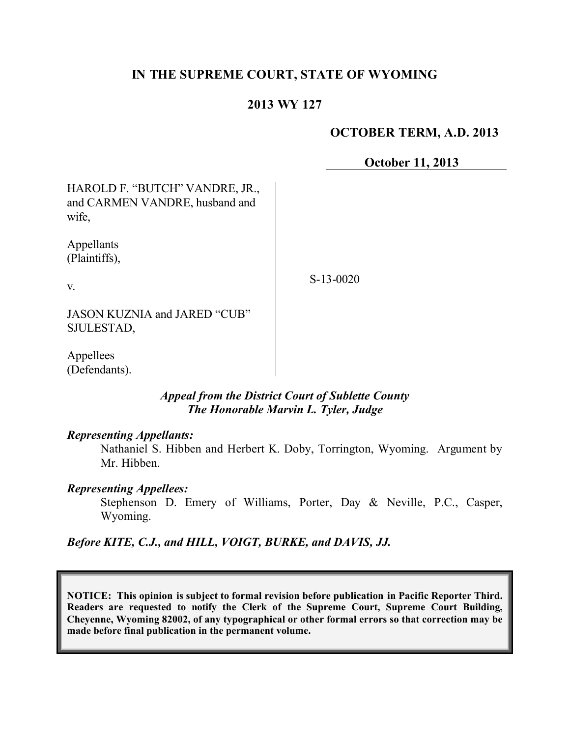# IN THE SUPREME COURT, STATE OF WYOMING

## 2013 WY 127

**OCTOBER TERM, A.D. 2013**

**October 11, 2013**

HAROLD F. "BUTCH" VANDRE, JR., and CARMEN VANDRE, husband and wife,

Appellants (Plaintiffs),

v.

JASON KUZNIA and JARED "CUB" SJULESTAD,

Appellees (Defendants).

S-13-0020

***Appeal from the District Court of Sublette County***
***The Honorable Marvin L. Tyler, Judge***

***Representing Appellants:***

Nathaniel S. Hibben and Herbert K. Doby, Torrington, Wyoming. Argument by Mr. Hibben.

***Representing Appellees:***

Stephenson D. Emery of Williams, Porter, Day & Neville, P.C., Casper, Wyoming.

***Before KITE, C.J., and HILL, VOIGT, BURKE, and DAVIS, JJ.***

**NOTICE: This opinion is subject to formal revision before publication in Pacific Reporter Third. Readers are requested to notify the Clerk of the Supreme Court, Supreme Court Building, Cheyenne, Wyoming 82002, of any typographical or other formal errors so that correction may be made before final publication in the permanent volume.**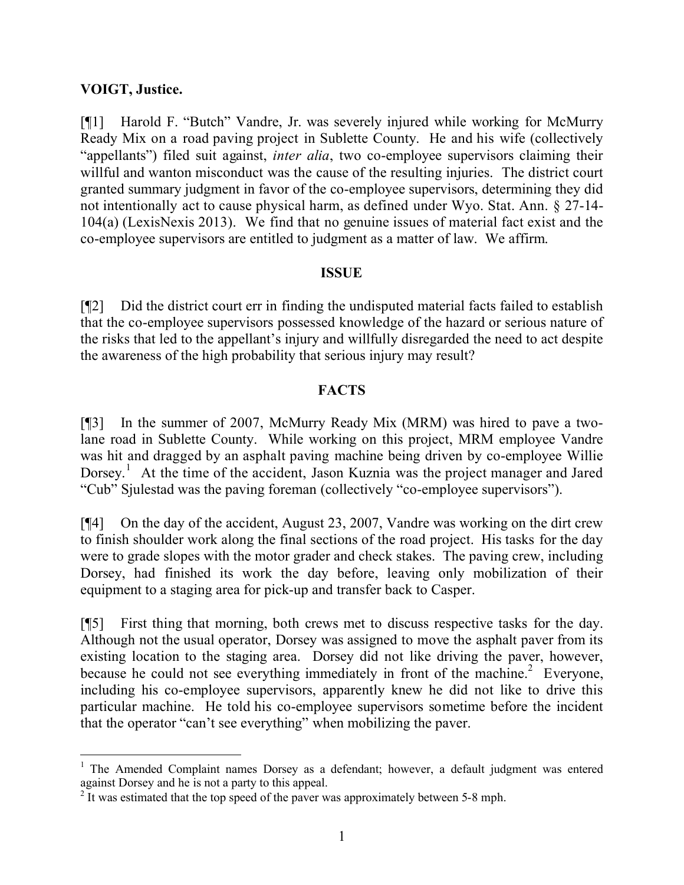**VOIGT, Justice.**

[¶1] Harold F. "Butch" Vandre, Jr. was severely injured while working for McMurry Ready Mix on a road paving project in Sublette County. He and his wife (collectively "appellants") filed suit against, *inter alia*, two co-employee supervisors claiming their willful and wanton misconduct was the cause of the resulting injuries. The district court granted summary judgment in favor of the co-employee supervisors, determining they did not intentionally act to cause physical harm, as defined under Wyo. Stat. Ann. § 27-14-104(a) (LexisNexis 2013). We find that no genuine issues of material fact exist and the co-employee supervisors are entitled to judgment as a matter of law. We affirm.

## ISSUE

[¶2] Did the district court err in finding the undisputed material facts failed to establish that the co-employee supervisors possessed knowledge of the hazard or serious nature of the risks that led to the appellant's injury and willfully disregarded the need to act despite the awareness of the high probability that serious injury may result?

## FACTS

[¶3] In the summer of 2007, McMurry Ready Mix (MRM) was hired to pave a two-lane road in Sublette County. While working on this project, MRM employee Vandre was hit and dragged by an asphalt paving machine being driven by co-employee Willie Dorsey.[1] At the time of the accident, Jason Kuznia was the project manager and Jared "Cub" Sjulestad was the paving foreman (collectively "co-employee supervisors").

[¶4] On the day of the accident, August 23, 2007, Vandre was working on the dirt crew to finish shoulder work along the final sections of the road project. His tasks for the day were to grade slopes with the motor grader and check stakes. The paving crew, including Dorsey, had finished its work the day before, leaving only mobilization of their equipment to a staging area for pick-up and transfer back to Casper.

[¶5] First thing that morning, both crews met to discuss respective tasks for the day. Although not the usual operator, Dorsey was assigned to move the asphalt paver from its existing location to the staging area. Dorsey did not like driving the paver, however, because he could not see everything immediately in front of the machine.[2] Everyone, including his co-employee supervisors, apparently knew he did not like to drive this particular machine. He told his co-employee supervisors sometime before the incident that the operator "can't see everything" when mobilizing the paver.

---

[1] The Amended Complaint names Dorsey as a defendant; however, a default judgment was entered against Dorsey and he is not a party to this appeal.

[2] It was estimated that the top speed of the paver was approximately between 5-8 mph.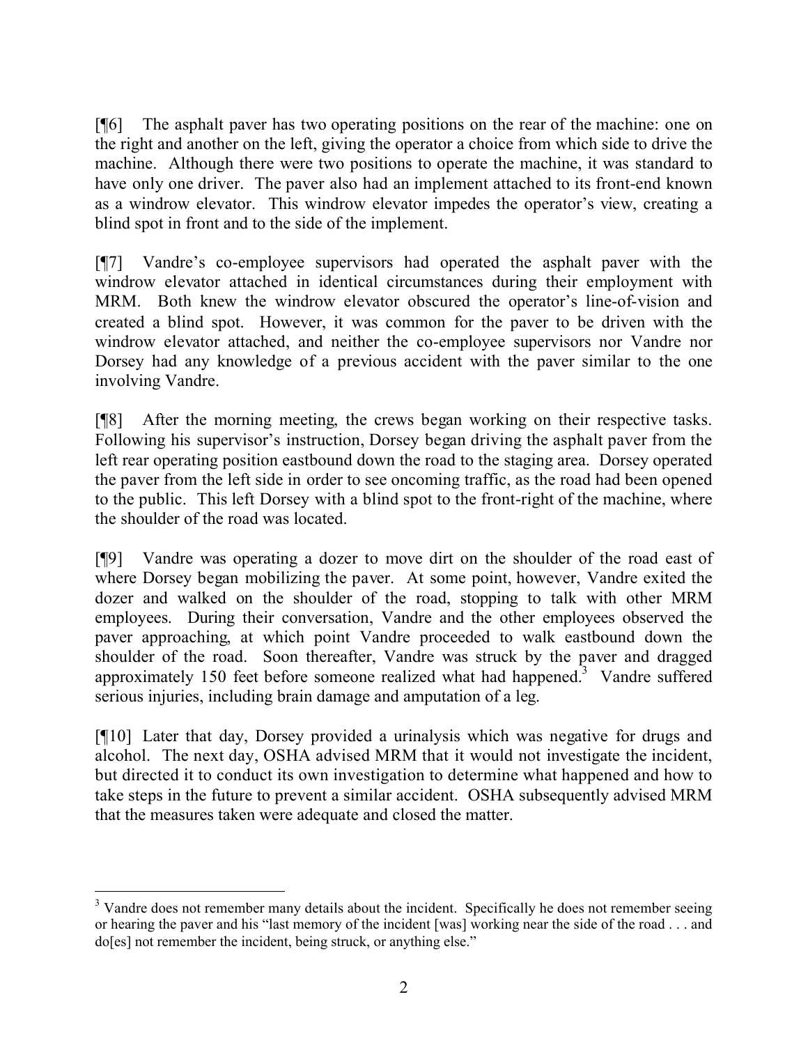[¶6] The asphalt paver has two operating positions on the rear of the machine: one on the right and another on the left, giving the operator a choice from which side to drive the machine. Although there were two positions to operate the machine, it was standard to have only one driver. The paver also had an implement attached to its front-end known as a windrow elevator. This windrow elevator impedes the operator's view, creating a blind spot in front and to the side of the implement.

[¶7] Vandre's co-employee supervisors had operated the asphalt paver with the windrow elevator attached in identical circumstances during their employment with MRM. Both knew the windrow elevator obscured the operator's line-of-vision and created a blind spot. However, it was common for the paver to be driven with the windrow elevator attached, and neither the co-employee supervisors nor Vandre nor Dorsey had any knowledge of a previous accident with the paver similar to the one involving Vandre.

[¶8] After the morning meeting, the crews began working on their respective tasks. Following his supervisor's instruction, Dorsey began driving the asphalt paver from the left rear operating position eastbound down the road to the staging area. Dorsey operated the paver from the left side in order to see oncoming traffic, as the road had been opened to the public. This left Dorsey with a blind spot to the front-right of the machine, where the shoulder of the road was located.

[¶9] Vandre was operating a dozer to move dirt on the shoulder of the road east of where Dorsey began mobilizing the paver. At some point, however, Vandre exited the dozer and walked on the shoulder of the road, stopping to talk with other MRM employees. During their conversation, Vandre and the other employees observed the paver approaching, at which point Vandre proceeded to walk eastbound down the shoulder of the road. Soon thereafter, Vandre was struck by the paver and dragged approximately 150 feet before someone realized what had happened.[3] Vandre suffered serious injuries, including brain damage and amputation of a leg.

[¶10] Later that day, Dorsey provided a urinalysis which was negative for drugs and alcohol. The next day, OSHA advised MRM that it would not investigate the incident, but directed it to conduct its own investigation to determine what happened and how to take steps in the future to prevent a similar accident. OSHA subsequently advised MRM that the measures taken were adequate and closed the matter.

---

[3] Vandre does not remember many details about the incident. Specifically he does not remember seeing or hearing the paver and his "last memory of the incident [was] working near the side of the road . . . and do[es] not remember the incident, being struck, or anything else."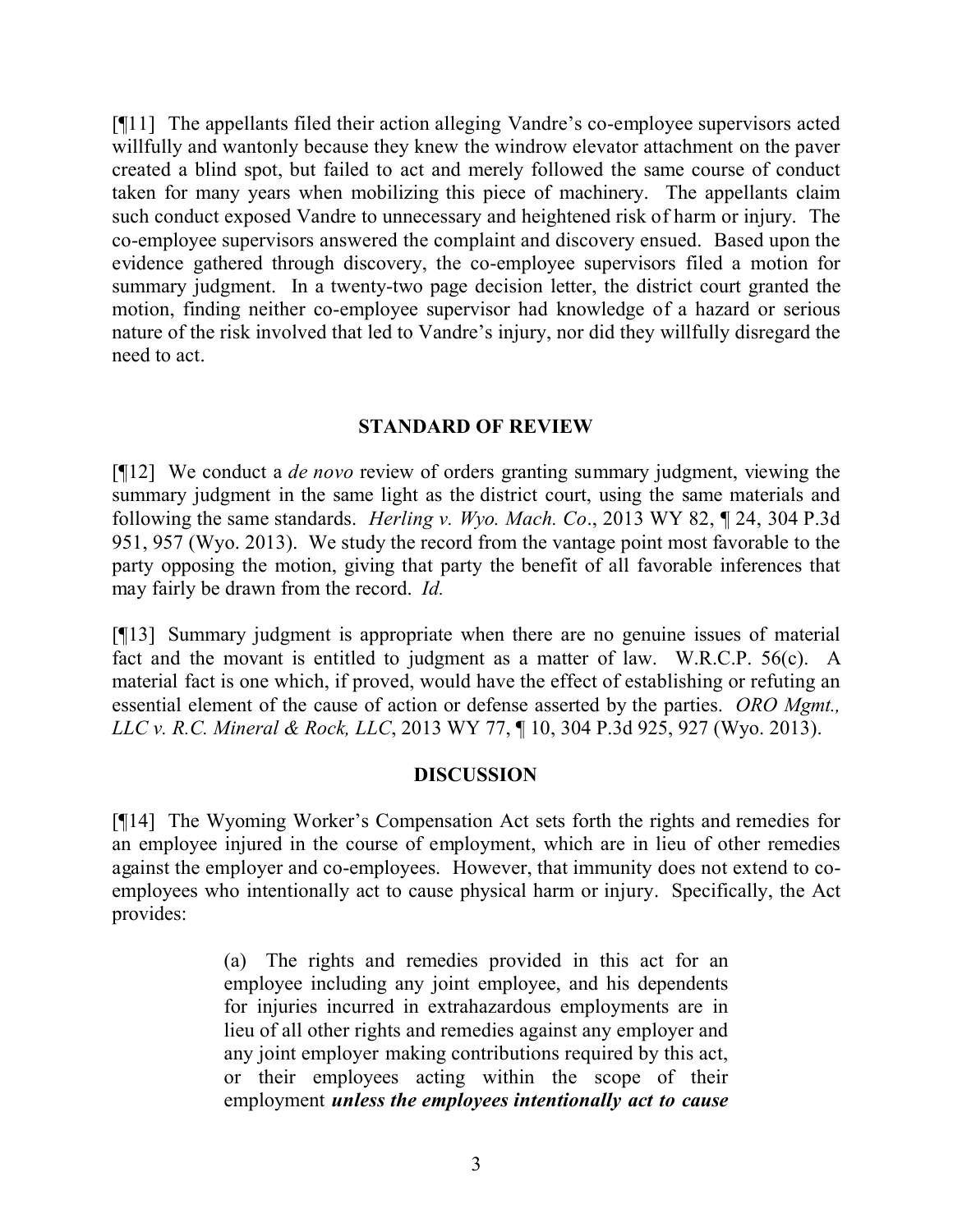[¶11] The appellants filed their action alleging Vandre's co-employee supervisors acted willfully and wantonly because they knew the windrow elevator attachment on the paver created a blind spot, but failed to act and merely followed the same course of conduct taken for many years when mobilizing this piece of machinery. The appellants claim such conduct exposed Vandre to unnecessary and heightened risk of harm or injury. The co-employee supervisors answered the complaint and discovery ensued. Based upon the evidence gathered through discovery, the co-employee supervisors filed a motion for summary judgment. In a twenty-two page decision letter, the district court granted the motion, finding neither co-employee supervisor had knowledge of a hazard or serious nature of the risk involved that led to Vandre's injury, nor did they willfully disregard the need to act.

## STANDARD OF REVIEW

[¶12] We conduct a *de novo* review of orders granting summary judgment, viewing the summary judgment in the same light as the district court, using the same materials and following the same standards. *Herling v. Wyo. Mach. Co*., 2013 WY 82, ¶ 24, 304 P.3d 951, 957 (Wyo. 2013). We study the record from the vantage point most favorable to the party opposing the motion, giving that party the benefit of all favorable inferences that may fairly be drawn from the record. *Id.*

[¶13] Summary judgment is appropriate when there are no genuine issues of material fact and the movant is entitled to judgment as a matter of law. W.R.C.P. 56(c). A material fact is one which, if proved, would have the effect of establishing or refuting an essential element of the cause of action or defense asserted by the parties. *ORO Mgmt., LLC v. R.C. Mineral & Rock, LLC*, 2013 WY 77, ¶ 10, 304 P.3d 925, 927 (Wyo. 2013).

## DISCUSSION

[¶14] The Wyoming Worker's Compensation Act sets forth the rights and remedies for an employee injured in the course of employment, which are in lieu of other remedies against the employer and co-employees. However, that immunity does not extend to co-employees who intentionally act to cause physical harm or injury. Specifically, the Act provides:

> (a) The rights and remedies provided in this act for an employee including any joint employee, and his dependents for injuries incurred in extrahazardous employments are in lieu of all other rights and remedies against any employer and any joint employer making contributions required by this act, or their employees acting within the scope of their employment ***unless the employees intentionally act to cause***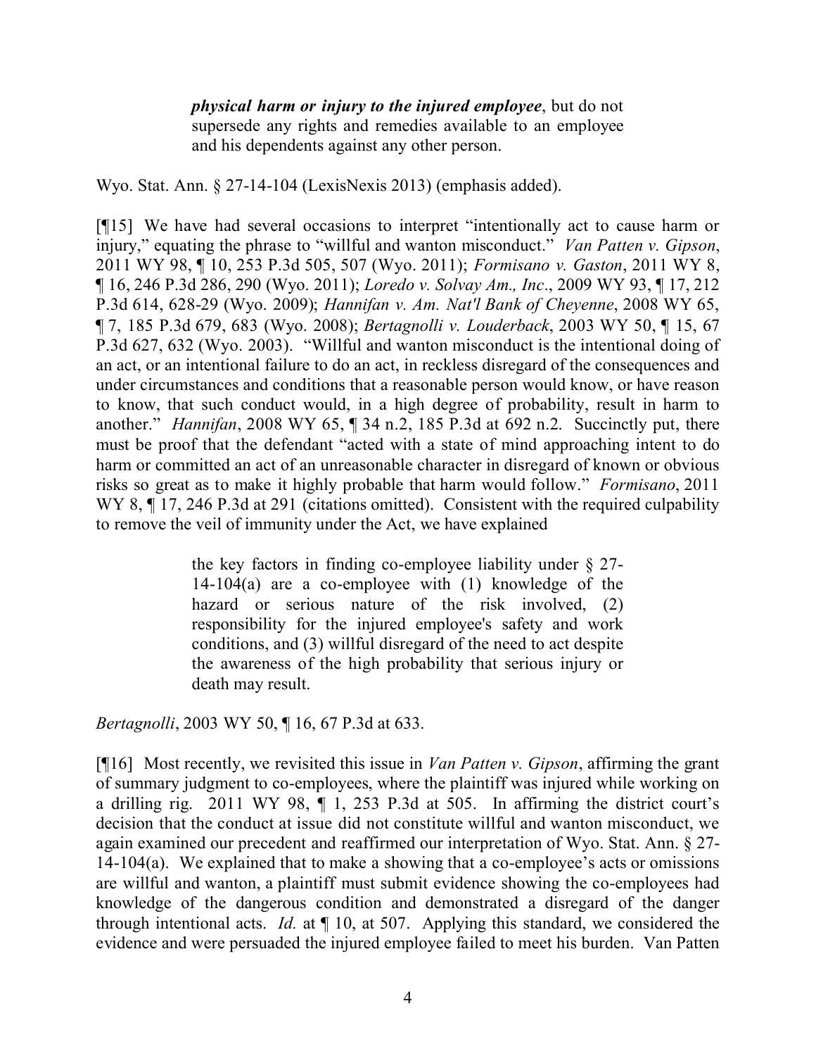> ***physical harm or injury to the injured employee***, but do not supersede any rights and remedies available to an employee and his dependents against any other person.

Wyo. Stat. Ann. § 27-14-104 (LexisNexis 2013) (emphasis added).

[¶15] We have had several occasions to interpret "intentionally act to cause harm or injury," equating the phrase to "willful and wanton misconduct." *Van Patten v. Gipson*, 2011 WY 98, ¶ 10, 253 P.3d 505, 507 (Wyo. 2011); *Formisano v. Gaston*, 2011 WY 8, ¶ 16, 246 P.3d 286, 290 (Wyo. 2011); *Loredo v. Solvay Am., Inc*., 2009 WY 93, ¶ 17, 212 P.3d 614, 628-29 (Wyo. 2009); *Hannifan v. Am. Nat'l Bank of Cheyenne*, 2008 WY 65, ¶ 7, 185 P.3d 679, 683 (Wyo. 2008); *Bertagnolli v. Louderback*, 2003 WY 50, ¶ 15, 67 P.3d 627, 632 (Wyo. 2003). "Willful and wanton misconduct is the intentional doing of an act, or an intentional failure to do an act, in reckless disregard of the consequences and under circumstances and conditions that a reasonable person would know, or have reason to know, that such conduct would, in a high degree of probability, result in harm to another." *Hannifan*, 2008 WY 65, ¶ 34 n.2, 185 P.3d at 692 n.2. Succinctly put, there must be proof that the defendant "acted with a state of mind approaching intent to do harm or committed an act of an unreasonable character in disregard of known or obvious risks so great as to make it highly probable that harm would follow." *Formisano*, 2011 WY 8, ¶ 17, 246 P.3d at 291 (citations omitted). Consistent with the required culpability to remove the veil of immunity under the Act, we have explained

> the key factors in finding co-employee liability under § 27-14-104(a) are a co-employee with (1) knowledge of the hazard or serious nature of the risk involved, (2) responsibility for the injured employee's safety and work conditions, and (3) willful disregard of the need to act despite the awareness of the high probability that serious injury or death may result.

*Bertagnolli*, 2003 WY 50, ¶ 16, 67 P.3d at 633.

[¶16] Most recently, we revisited this issue in *Van Patten v. Gipson*, affirming the grant of summary judgment to co-employees, where the plaintiff was injured while working on a drilling rig. 2011 WY 98, ¶ 1, 253 P.3d at 505. In affirming the district court's decision that the conduct at issue did not constitute willful and wanton misconduct, we again examined our precedent and reaffirmed our interpretation of Wyo. Stat. Ann. § 27-14-104(a). We explained that to make a showing that a co-employee's acts or omissions are willful and wanton, a plaintiff must submit evidence showing the co-employees had knowledge of the dangerous condition and demonstrated a disregard of the danger through intentional acts. *Id.* at ¶ 10, at 507. Applying this standard, we considered the evidence and were persuaded the injured employee failed to meet his burden. Van Patten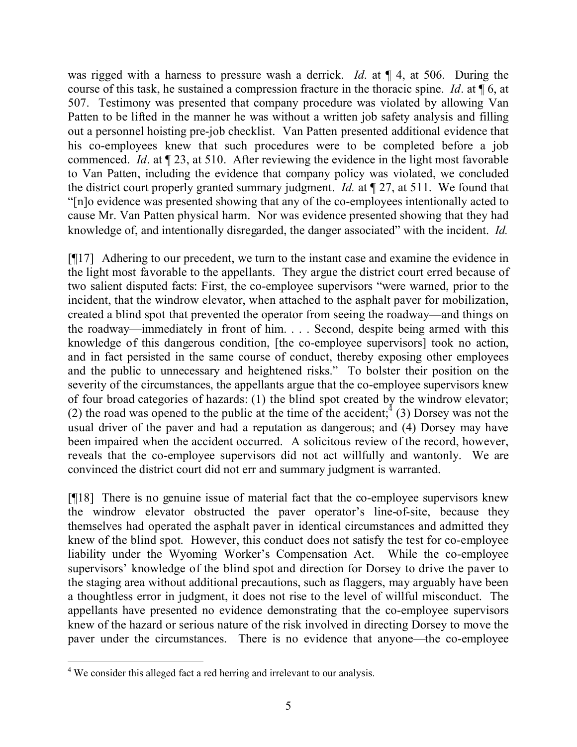was rigged with a harness to pressure wash a derrick. *Id*. at ¶ 4, at 506. During the course of this task, he sustained a compression fracture in the thoracic spine. *Id*. at ¶ 6, at 507. Testimony was presented that company procedure was violated by allowing Van Patten to be lifted in the manner he was without a written job safety analysis and filling out a personnel hoisting pre-job checklist. Van Patten presented additional evidence that his co-employees knew that such procedures were to be completed before a job commenced. *Id*. at ¶ 23, at 510. After reviewing the evidence in the light most favorable to Van Patten, including the evidence that company policy was violated, we concluded the district court properly granted summary judgment. *Id.* at ¶ 27, at 511. We found that "[n]o evidence was presented showing that any of the co-employees intentionally acted to cause Mr. Van Patten physical harm. Nor was evidence presented showing that they had knowledge of, and intentionally disregarded, the danger associated" with the incident. *Id.*

[¶17] Adhering to our precedent, we turn to the instant case and examine the evidence in the light most favorable to the appellants. They argue the district court erred because of two salient disputed facts: First, the co-employee supervisors "were warned, prior to the incident, that the windrow elevator, when attached to the asphalt paver for mobilization, created a blind spot that prevented the operator from seeing the roadway—and things on the roadway—immediately in front of him. . . . Second, despite being armed with this knowledge of this dangerous condition, [the co-employee supervisors] took no action, and in fact persisted in the same course of conduct, thereby exposing other employees and the public to unnecessary and heightened risks." To bolster their position on the severity of the circumstances, the appellants argue that the co-employee supervisors knew of four broad categories of hazards: (1) the blind spot created by the windrow elevator; (2) the road was opened to the public at the time of the accident;[4] (3) Dorsey was not the usual driver of the paver and had a reputation as dangerous; and (4) Dorsey may have been impaired when the accident occurred. A solicitous review of the record, however, reveals that the co-employee supervisors did not act willfully and wantonly. We are convinced the district court did not err and summary judgment is warranted.

[¶18] There is no genuine issue of material fact that the co-employee supervisors knew the windrow elevator obstructed the paver operator's line-of-site, because they themselves had operated the asphalt paver in identical circumstances and admitted they knew of the blind spot. However, this conduct does not satisfy the test for co-employee liability under the Wyoming Worker's Compensation Act. While the co-employee supervisors' knowledge of the blind spot and direction for Dorsey to drive the paver to the staging area without additional precautions, such as flaggers, may arguably have been a thoughtless error in judgment, it does not rise to the level of willful misconduct. The appellants have presented no evidence demonstrating that the co-employee supervisors knew of the hazard or serious nature of the risk involved in directing Dorsey to move the paver under the circumstances. There is no evidence that anyone—the co-employee

[4] We consider this alleged fact a red herring and irrelevant to our analysis.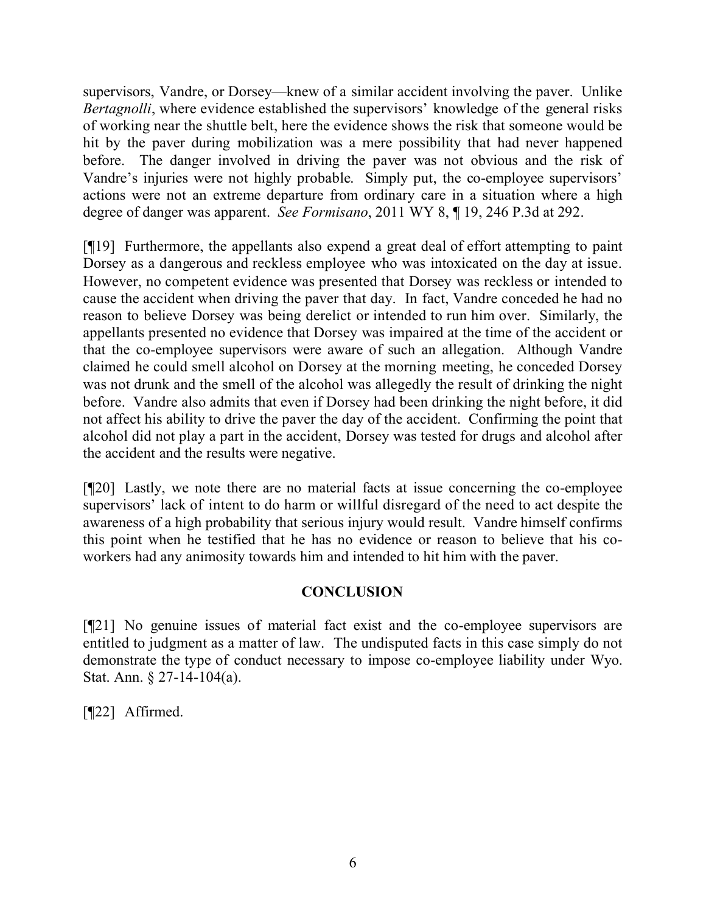supervisors, Vandre, or Dorsey—knew of a similar accident involving the paver. Unlike *Bertagnolli*, where evidence established the supervisors' knowledge of the general risks of working near the shuttle belt, here the evidence shows the risk that someone would be hit by the paver during mobilization was a mere possibility that had never happened before. The danger involved in driving the paver was not obvious and the risk of Vandre's injuries were not highly probable. Simply put, the co-employee supervisors' actions were not an extreme departure from ordinary care in a situation where a high degree of danger was apparent. *See Formisano*, 2011 WY 8, ¶ 19, 246 P.3d at 292.

[¶19] Furthermore, the appellants also expend a great deal of effort attempting to paint Dorsey as a dangerous and reckless employee who was intoxicated on the day at issue. However, no competent evidence was presented that Dorsey was reckless or intended to cause the accident when driving the paver that day. In fact, Vandre conceded he had no reason to believe Dorsey was being derelict or intended to run him over. Similarly, the appellants presented no evidence that Dorsey was impaired at the time of the accident or that the co-employee supervisors were aware of such an allegation. Although Vandre claimed he could smell alcohol on Dorsey at the morning meeting, he conceded Dorsey was not drunk and the smell of the alcohol was allegedly the result of drinking the night before. Vandre also admits that even if Dorsey had been drinking the night before, it did not affect his ability to drive the paver the day of the accident. Confirming the point that alcohol did not play a part in the accident, Dorsey was tested for drugs and alcohol after the accident and the results were negative.

[¶20] Lastly, we note there are no material facts at issue concerning the co-employee supervisors' lack of intent to do harm or willful disregard of the need to act despite the awareness of a high probability that serious injury would result. Vandre himself confirms this point when he testified that he has no evidence or reason to believe that his co-workers had any animosity towards him and intended to hit him with the paver.

## CONCLUSION

[¶21] No genuine issues of material fact exist and the co-employee supervisors are entitled to judgment as a matter of law. The undisputed facts in this case simply do not demonstrate the type of conduct necessary to impose co-employee liability under Wyo. Stat. Ann. § 27-14-104(a).

[¶22] Affirmed.